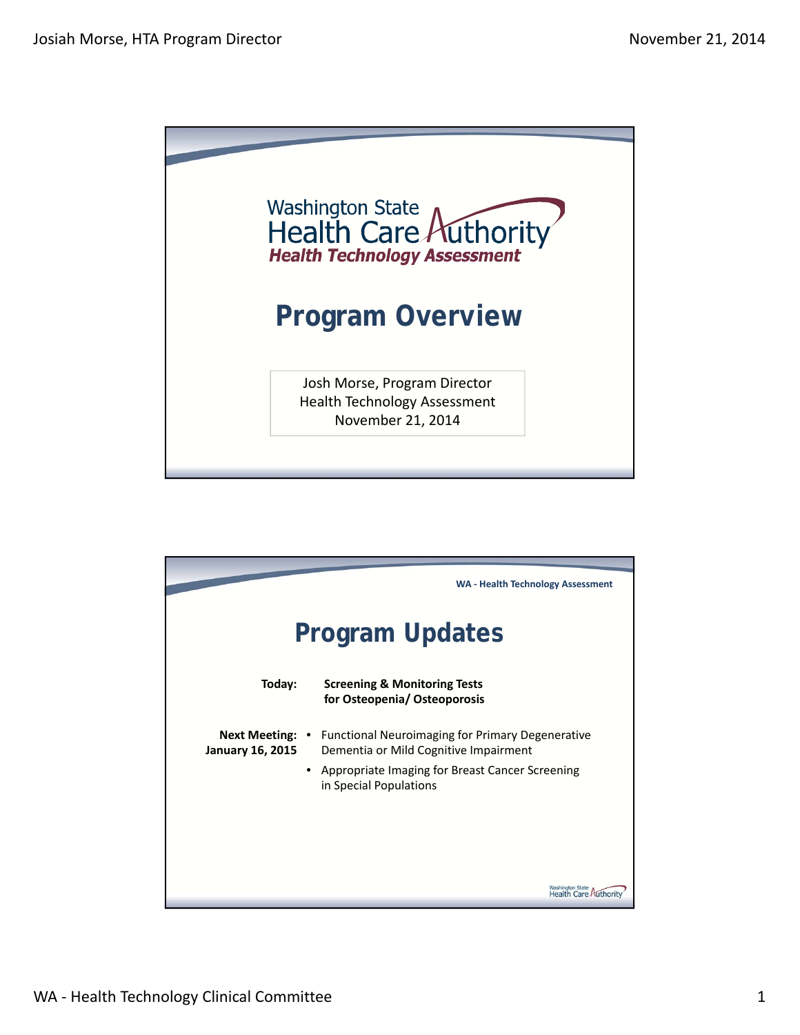Washington State Health Care Authority
*Health Technology Assessment*

# Program Overview

Josh Morse, Program Director
Health Technology Assessment
November 21, 2014

---

WA - Health Technology Assessment

# Program Updates

**Today:** **Screening & Monitoring Tests for Osteopenia/ Osteoporosis**

**Next Meeting: January 16, 2015**

- Functional Neuroimaging for Primary Degenerative Dementia or Mild Cognitive Impairment
- Appropriate Imaging for Breast Cancer Screening in Special Populations

Washington State Health Care Authority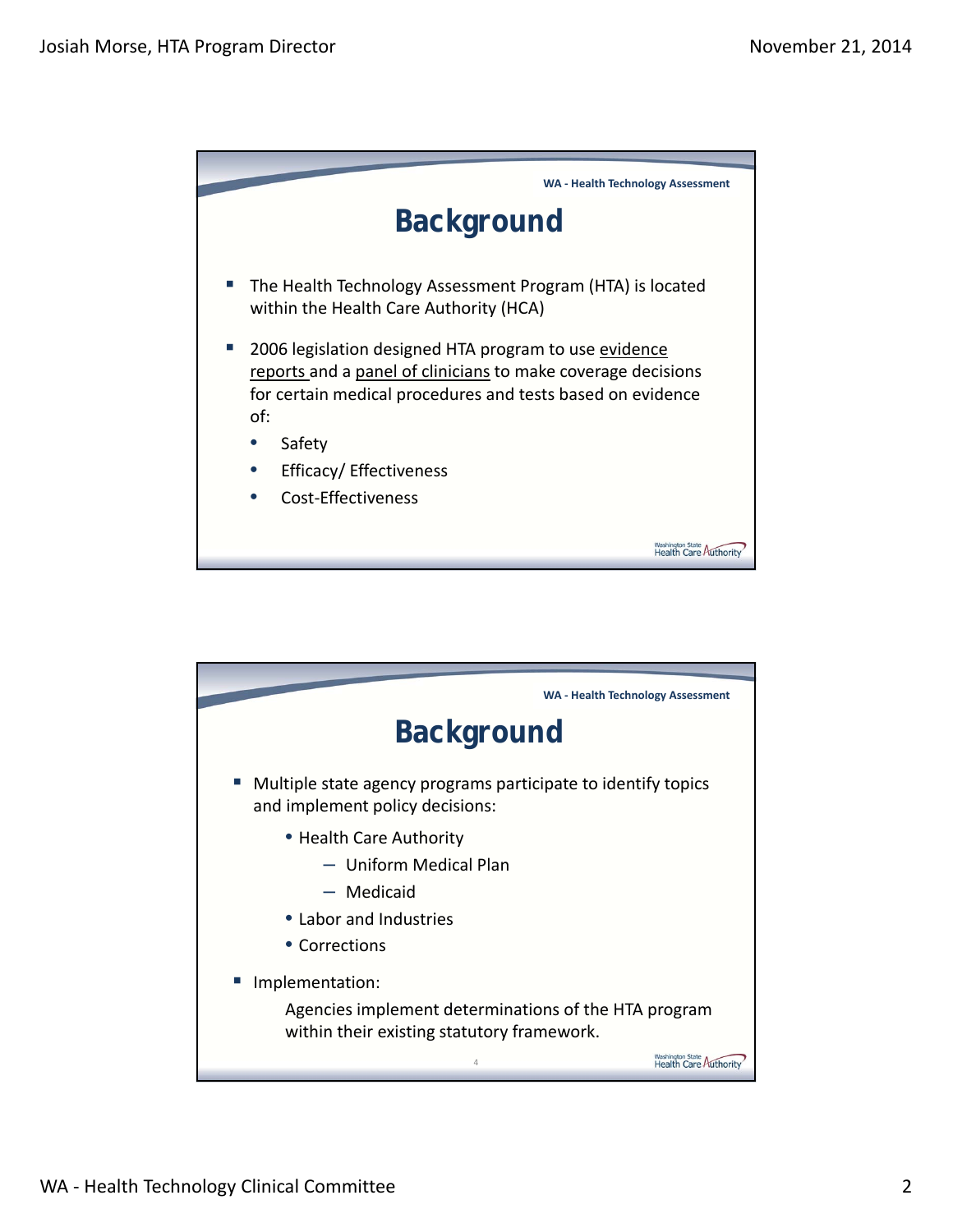## Background

- The Health Technology Assessment Program (HTA) is located within the Health Care Authority (HCA)
- 2006 legislation designed HTA program to use <u>evidence reports</u> and a <u>panel of clinicians</u> to make coverage decisions for certain medical procedures and tests based on evidence of:
  - Safety
  - Efficacy/ Effectiveness
  - Cost-Effectiveness

## Background

- Multiple state agency programs participate to identify topics and implement policy decisions:
  - Health Care Authority
    - Uniform Medical Plan
    - Medicaid
  - Labor and Industries
  - Corrections
- Implementation:

  Agencies implement determinations of the HTA program within their existing statutory framework.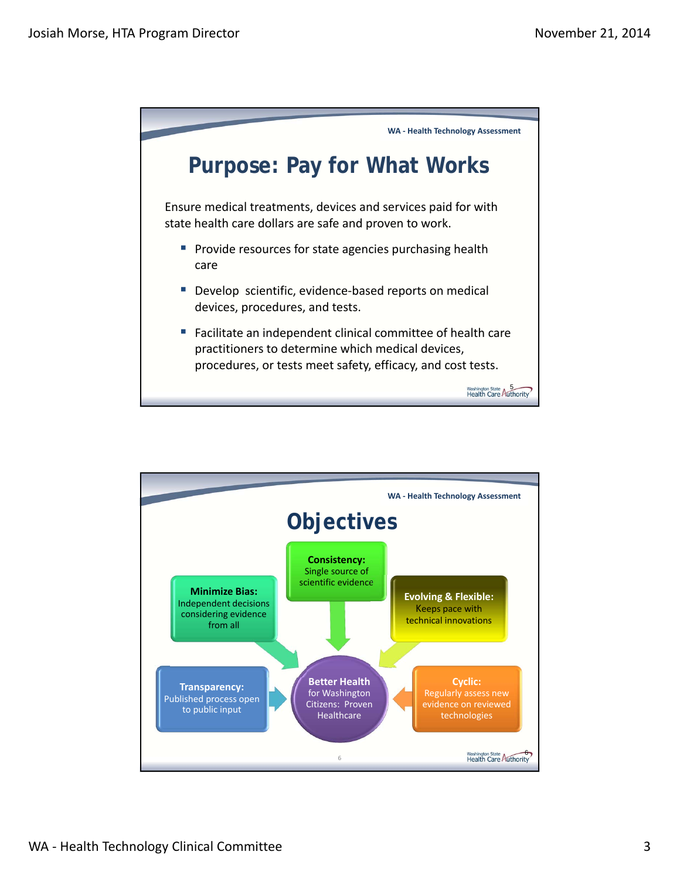WA - Health Technology Assessment

## Purpose: Pay for What Works

Ensure medical treatments, devices and services paid for with state health care dollars are safe and proven to work.

- Provide resources for state agencies purchasing health care
- Develop scientific, evidence-based reports on medical devices, procedures, and tests.
- Facilitate an independent clinical committee of health care practitioners to determine which medical devices, procedures, or tests meet safety, efficacy, and cost tests.

WA - Health Technology Assessment

## Objectives

**Consistency:** Single source of scientific evidence

**Minimize Bias:** Independent decisions considering evidence from all

**Evolving & Flexible:** Keeps pace with technical innovations

**Transparency:** Published process open to public input

**Better Health** for Washington Citizens: Proven Healthcare

**Cyclic:** Regularly assess new evidence on reviewed technologies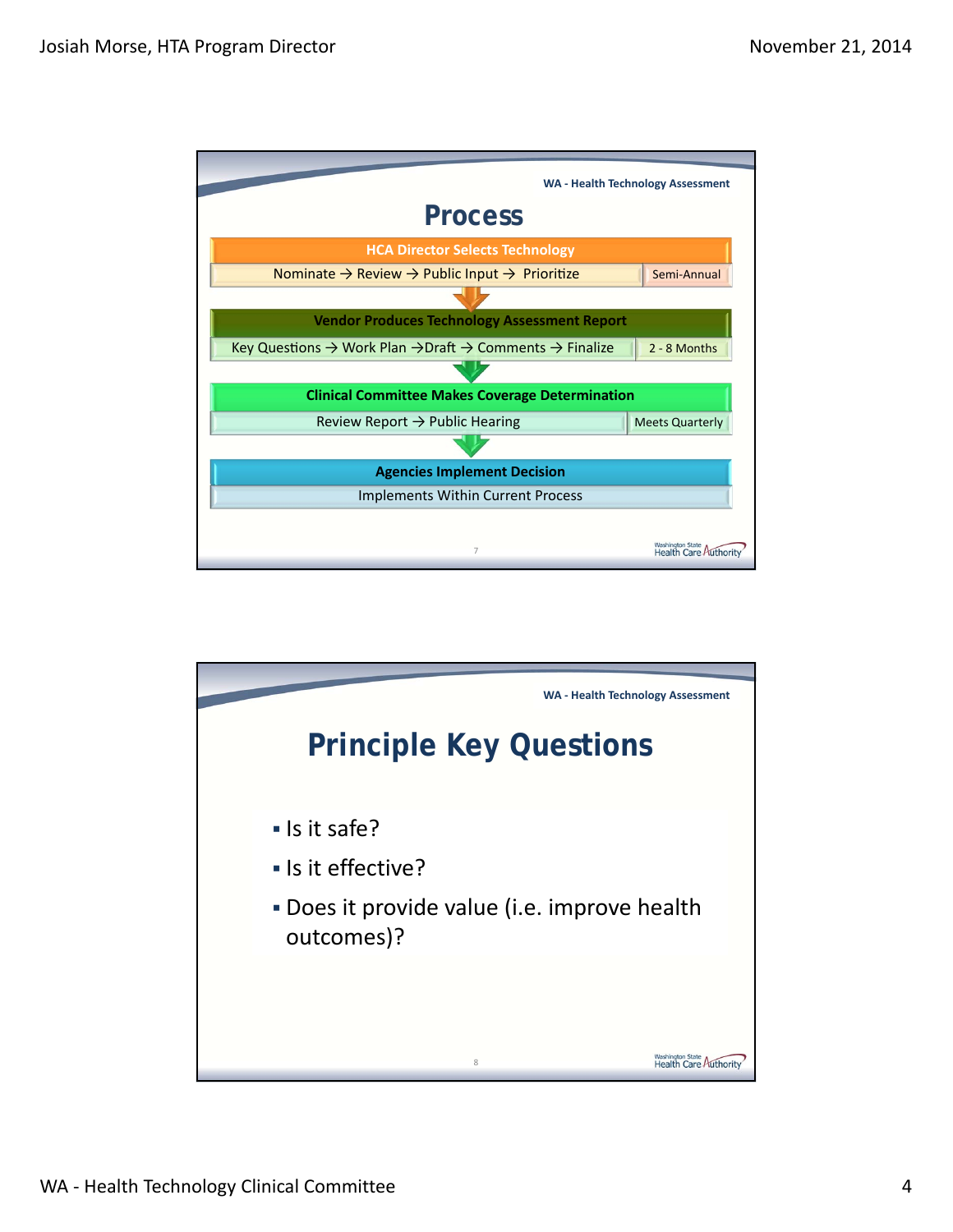WA - Health Technology Assessment

## Process

**HCA Director Selects Technology**

Nominate → Review → Public Input → Prioritize | Semi-Annual

**Vendor Produces Technology Assessment Report**

Key Questions → Work Plan → Draft → Comments → Finalize | 2 - 8 Months

**Clinical Committee Makes Coverage Determination**

Review Report → Public Hearing | Meets Quarterly

**Agencies Implement Decision**

Implements Within Current Process

WA - Health Technology Assessment

## Principle Key Questions

- Is it safe?
- Is it effective?
- Does it provide value (i.e. improve health outcomes)?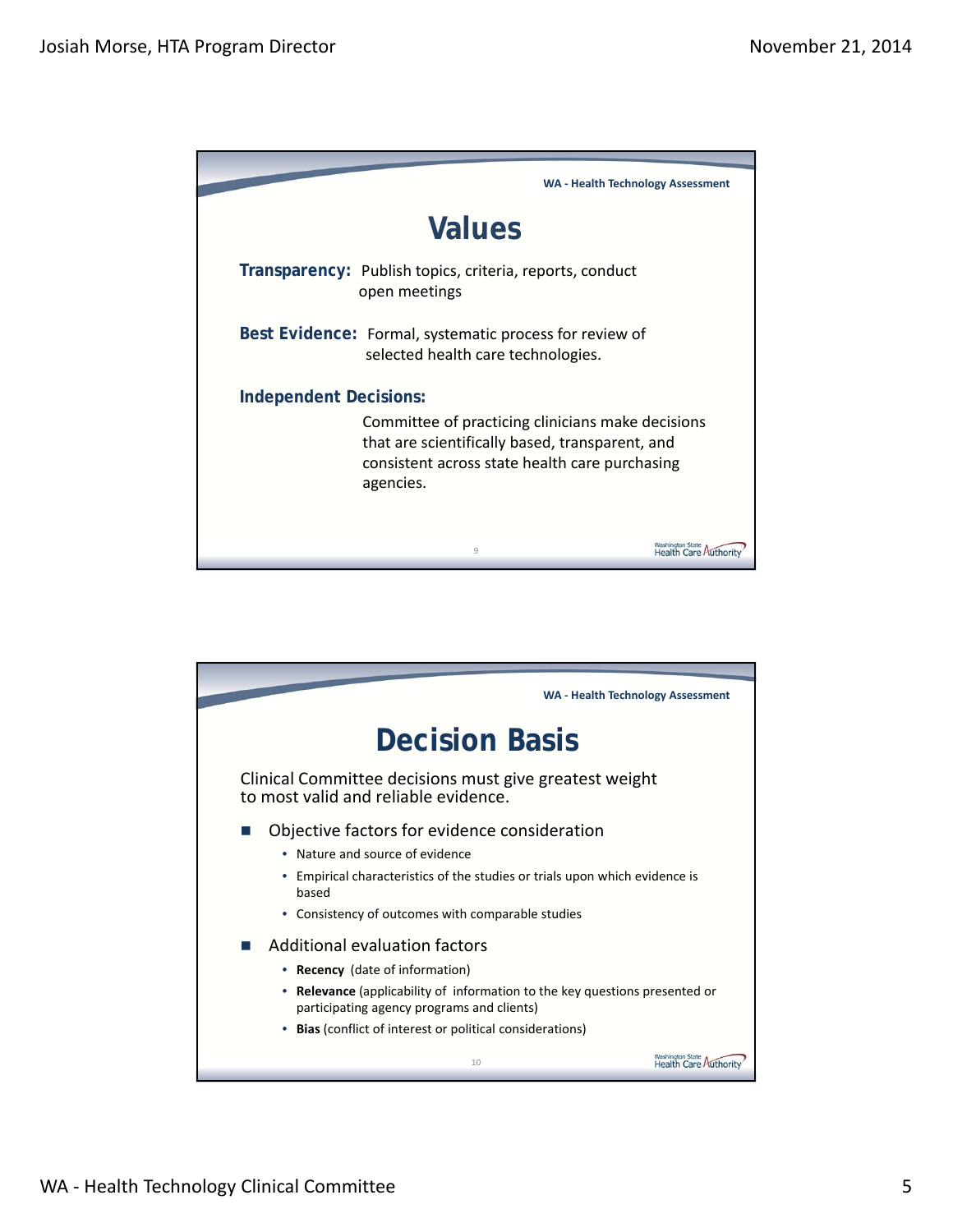## Values

**Transparency:** Publish topics, criteria, reports, conduct open meetings

**Best Evidence:** Formal, systematic process for review of selected health care technologies.

**Independent Decisions:**

Committee of practicing clinicians make decisions that are scientifically based, transparent, and consistent across state health care purchasing agencies.

## Decision Basis

Clinical Committee decisions must give greatest weight to most valid and reliable evidence.

- Objective factors for evidence consideration
  - Nature and source of evidence
  - Empirical characteristics of the studies or trials upon which evidence is based
  - Consistency of outcomes with comparable studies
- Additional evaluation factors
  - **Recency** (date of information)
  - **Relevance** (applicability of information to the key questions presented or participating agency programs and clients)
  - **Bias** (conflict of interest or political considerations)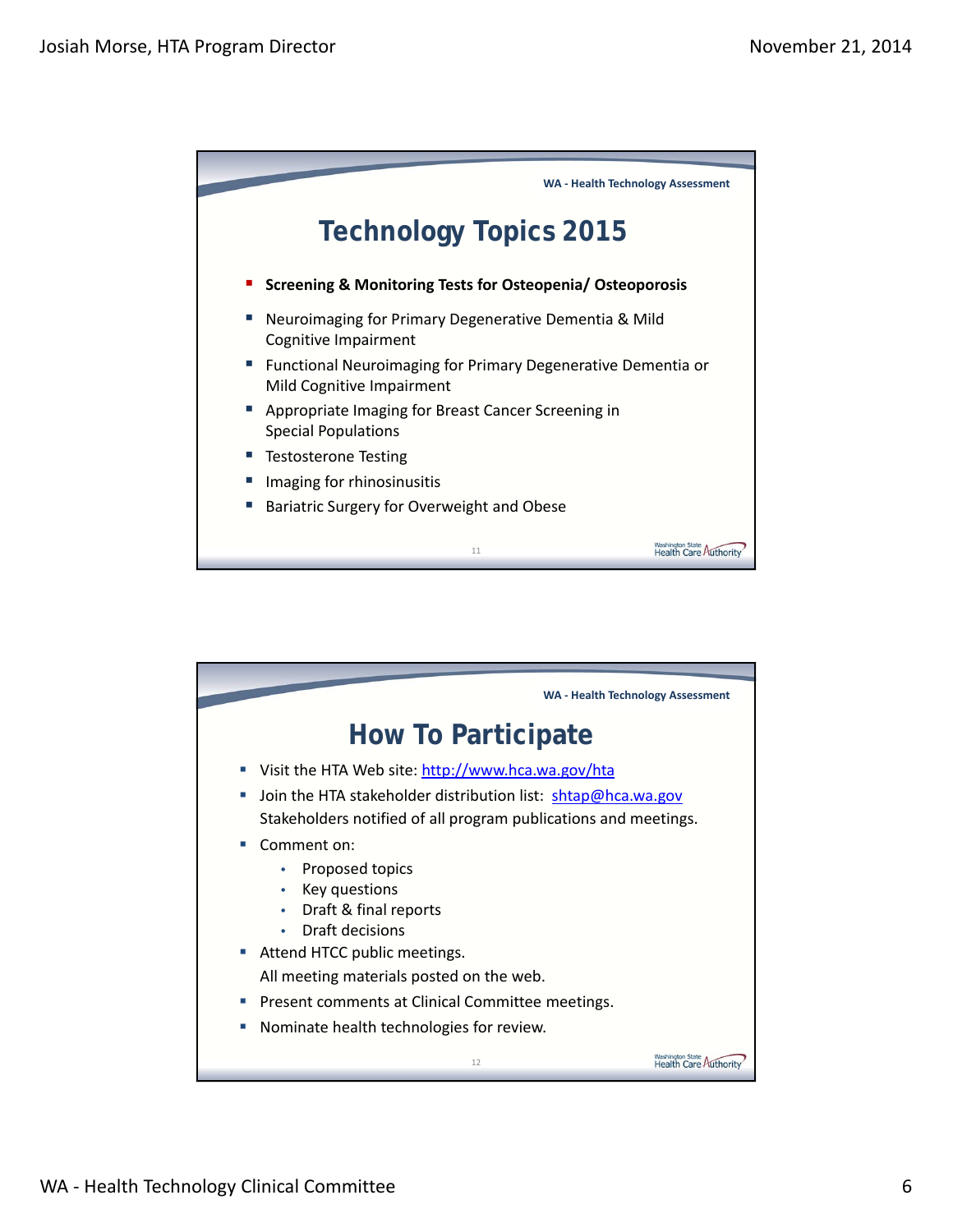## Technology Topics 2015

- **Screening & Monitoring Tests for Osteopenia/ Osteoporosis**
- Neuroimaging for Primary Degenerative Dementia & Mild Cognitive Impairment
- Functional Neuroimaging for Primary Degenerative Dementia or Mild Cognitive Impairment
- Appropriate Imaging for Breast Cancer Screening in Special Populations
- Testosterone Testing
- Imaging for rhinosinusitis
- Bariatric Surgery for Overweight and Obese

## How To Participate

- Visit the HTA Web site: http://www.hca.wa.gov/hta
- Join the HTA stakeholder distribution list: shtap@hca.wa.gov
  Stakeholders notified of all program publications and meetings.
- Comment on:
  - Proposed topics
  - Key questions
  - Draft & final reports
  - Draft decisions
- Attend HTCC public meetings.
  All meeting materials posted on the web.
- Present comments at Clinical Committee meetings.
- Nominate health technologies for review.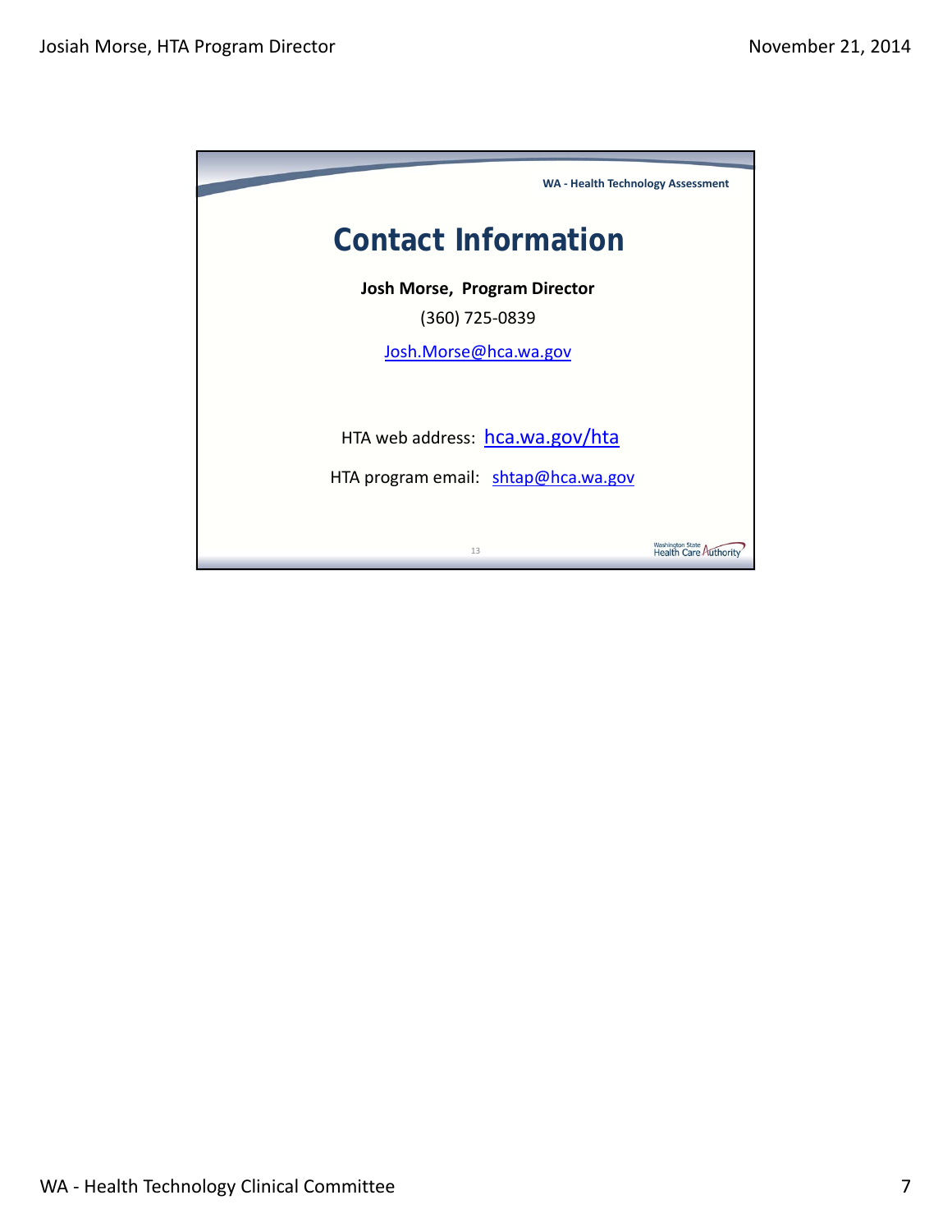WA - Health Technology Assessment

# Contact Information

**Josh Morse, Program Director**

(360) 725-0839

Josh.Morse@hca.wa.gov

HTA web address: hca.wa.gov/hta

HTA program email: shtap@hca.wa.gov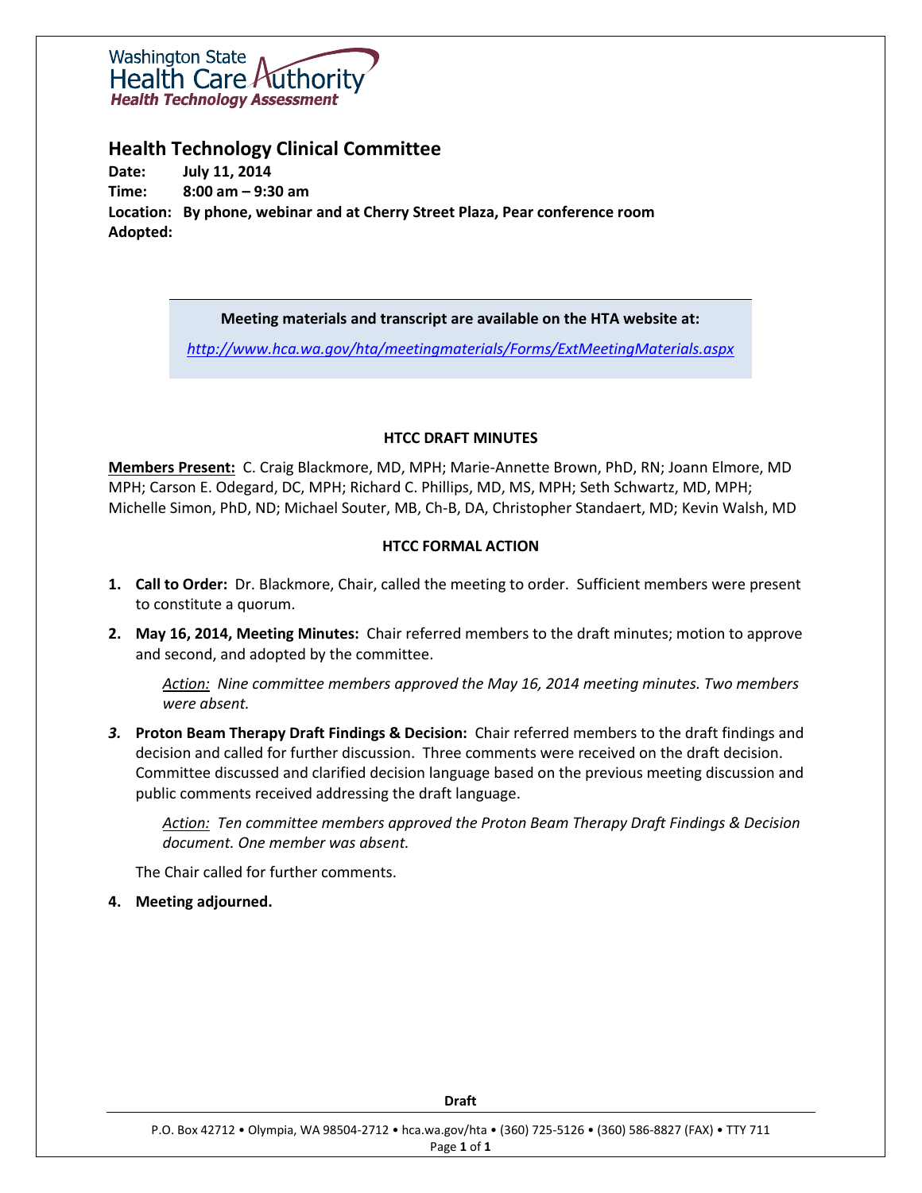Washington State Health Care Authority
Health Technology Assessment

## Health Technology Clinical Committee

**Date:** July 11, 2014
**Time:** 8:00 am – 9:30 am
**Location:** By phone, webinar and at Cherry Street Plaza, Pear conference room
**Adopted:**

**Meeting materials and transcript are available on the HTA website at:**

*http://www.hca.wa.gov/hta/meetingmaterials/Forms/ExtMeetingMaterials.aspx*

### HTCC DRAFT MINUTES

**Members Present:** C. Craig Blackmore, MD, MPH; Marie-Annette Brown, PhD, RN; Joann Elmore, MD MPH; Carson E. Odegard, DC, MPH; Richard C. Phillips, MD, MS, MPH; Seth Schwartz, MD, MPH; Michelle Simon, PhD, ND; Michael Souter, MB, Ch-B, DA, Christopher Standaert, MD; Kevin Walsh, MD

### HTCC FORMAL ACTION

1. **Call to Order:** Dr. Blackmore, Chair, called the meeting to order. Sufficient members were present to constitute a quorum.

2. **May 16, 2014, Meeting Minutes:** Chair referred members to the draft minutes; motion to approve and second, and adopted by the committee.

   *Action: Nine committee members approved the May 16, 2014 meeting minutes. Two members were absent.*

3. **Proton Beam Therapy Draft Findings & Decision:** Chair referred members to the draft findings and decision and called for further discussion. Three comments were received on the draft decision. Committee discussed and clarified decision language based on the previous meeting discussion and public comments received addressing the draft language.

   *Action: Ten committee members approved the Proton Beam Therapy Draft Findings & Decision document. One member was absent.*

   The Chair called for further comments.

4. **Meeting adjourned.**

**Draft**

P.O. Box 42712 • Olympia, WA 98504-2712 • hca.wa.gov/hta • (360) 725-5126 • (360) 586-8827 (FAX) • TTY 711